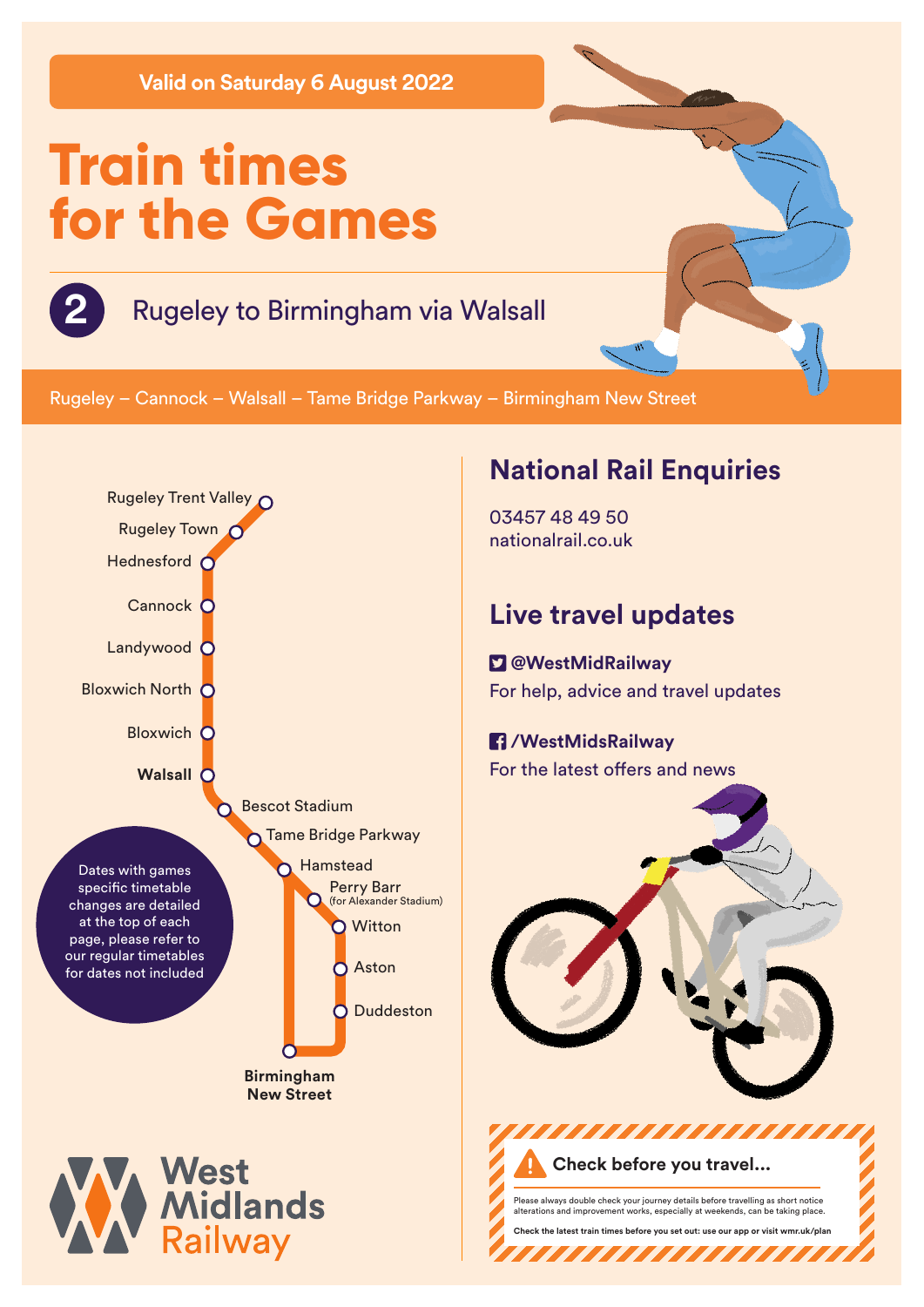**Valid on Saturday 6 August 2022**

# Train times for the Games

## 2 Rugeley to Birmingham via Walsall

Rugeley – Cannock – Walsall – Tame Bridge Parkway – Birmingham New Street

- Rugeley Trent Valley
- Rugeley Town
- Hednesford
- Cannock
- Landywood
- Bloxwich North
- Bloxwich
- **Walsall**
- Bescot Stadium
- Tame Bridge Parkway
- Hamstead
- Perry Barr (for Alexander Stadium)
- Witton
- Aston
- Duddeston
- **Birmingham New Street**

Dates with games specific timetable changes are detailed at the top of each page, please refer to our regular timetables for dates not included

West Midlands Railway

## National Rail Enquiries

03457 48 49 50
nationalrail.co.uk

## Live travel updates

**@WestMidRailway**
For help, advice and travel updates

**/WestMidsRailway**
For the latest offers and news

**Check before you travel...**

Please always double check your journey details before travelling as short notice alterations and improvement works, especially at weekends, can be taking place.

**Check the latest train times before you set out: use our app or visit wmr.uk/plan**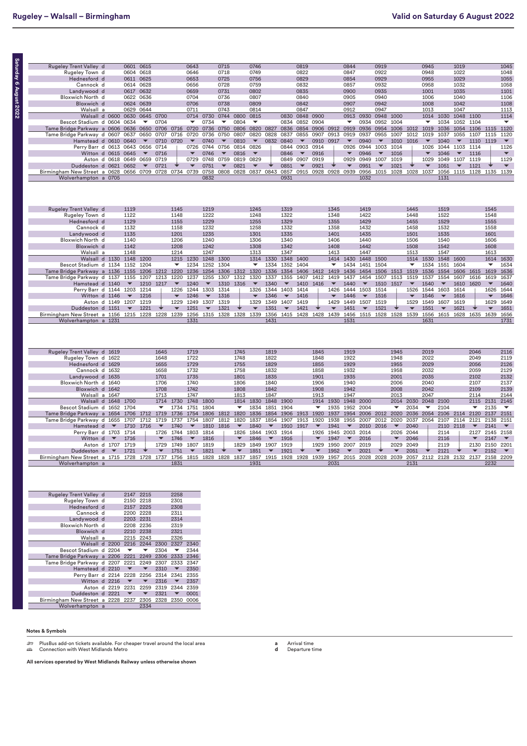# Rugeley – Walsall – Birmingham

Valid on Saturday 6 August 2022

| Station | | | | | | | | | | | | | | | | | | | | | | | | | | | |
|---|---|---|---|---|---|---|---|---|---|---|---|---|---|---|---|---|---|---|---|---|---|---|---|---|---|---|---|
| Rugeley Trent Valley | d | | 0601 | 0615 | | | 0643 | | 0715 | | 0746 | | | 0819 | | | 0844 | | 0919 | | | 0945 | | 1019 | | | 1045 |
| Rugeley Town | d | | 0604 | 0618 | | | 0646 | | 0718 | | 0749 | | | 0822 | | | 0847 | | 0922 | | | 0948 | | 1022 | | | 1048 |
| Hednesford | d | | 0611 | 0625 | | | 0653 | | 0725 | | 0756 | | | 0829 | | | 0854 | | 0929 | | | 0955 | | 1029 | | | 1055 |
| Cannock | d | | 0614 | 0628 | | | 0656 | | 0728 | | 0759 | | | 0832 | | | 0857 | | 0932 | | | 0958 | | 1032 | | | 1058 |
| Landywood | d | | 0617 | 0632 | | | 0659 | | 0731 | | 0802 | | | 0835 | | | 0900 | | 0935 | | | 1001 | | 1035 | | | 1101 |
| Bloxwich North | d | | 0622 | 0636 | | | 0704 | | 0736 | | 0807 | | | 0840 | | | 0905 | | 0940 | | | 1006 | | 1040 | | | 1106 |
| Bloxwich | d | | 0624 | 0639 | | | 0706 | | 0738 | | 0809 | | | 0842 | | | 0907 | | 0942 | | | 1008 | | 1042 | | | 1108 |
| Walsall | a | | 0629 | 0644 | | | 0711 | | 0743 | | 0814 | | | 0847 | | | 0912 | | 0947 | | | 1013 | | 1047 | | | 1113 |
| Walsall | d | 0600 | 0630 | 0645 | 0700 | | 0714 | 0730 | 0744 | 0800 | 0815 | | 0830 | 0848 | 0900 | | 0913 | 0930 | 0948 | 1000 | | 1014 | 1030 | 1048 | 1100 | | 1114 |
| Bescot Stadium | d | 0604 | 0634 | ▼ | 0704 | | ▼ | 0734 | ▼ | 0804 | ▼ | | 0834 | 0852 | 0904 | | ▼ | 0934 | 0952 | 1004 | | ▼ | 1034 | 1052 | 1104 | | ▼ |
| Tame Bridge Parkway | a | 0606 | 0636 | 0650 | 0706 | 0716 | 0720 | 0736 | 0750 | 0806 | 0820 | 0827 | 0836 | 0854 | 0906 | 0912 | 0919 | 0936 | 0954 | 1006 | 1012 | 1019 | 1036 | 1054 | 1106 | 1115 | 1120 |
| Tame Bridge Parkway | d | 0607 | 0637 | 0650 | 0707 | 0716 | 0720 | 0736 | 0750 | 0807 | 0820 | 0828 | 0837 | 0855 | 0907 | 0913 | 0919 | 0937 | 0955 | 1007 | 1012 | 1019 | 1037 | 1055 | 1107 | 1115 | 1120 |
| Hamstead | d | 0610 | 0640 | ▼ | 0710 | 0720 | ▼ | 0740 | ▼ | 0810 | ▼ | 0832 | 0840 | ▼ | 0910 | 0917 | ▼ | 0940 | ▼ | 1010 | 1016 | ▼ | 1040 | ▼ | 1110 | 1119 | ▼ |
| Perry Barr | d | 0613 | 0643 | 0656 | 0714 | ↓ | 0726 | 0744 | 0756 | 0814 | 0826 | ↓ | 0844 | 0903 | 0914 | ↓ | 0926 | 0944 | 1003 | 1014 | ↓ | 1026 | 1044 | 1103 | 1114 | ↓ | 1126 |
| Witton | d | 0615 | 0645 | ▼ | 0716 | ↓ | ▼ | 0746 | ▼ | 0816 | ▼ | ↓ | 0846 | ▼ | 0916 | ↓ | ▼ | 0946 | ▼ | 1016 | ↓ | ▼ | 1046 | ▼ | 1116 | ↓ | ▼ |
| Aston | d | 0618 | 0649 | 0659 | 0719 | ↓ | 0729 | 0748 | 0759 | 0819 | 0829 | ↓ | 0849 | 0907 | 0919 | ↓ | 0929 | 0949 | 1007 | 1019 | ↓ | 1029 | 1049 | 1107 | 1119 | ↓ | 1129 |
| Duddeston | d | 0621 | 0652 | ▼ | 0721 | ↓ | ▼ | 0751 | ▼ | 0821 | ▼ | ↓ | 0851 | ▼ | 0921 | ↓ | ▼ | 0951 | ▼ | 1021 | ↓ | ▼ | 1051 | ▼ | 1121 | ↓ | ▼ |
| Birmingham New Street | a | 0628 | 0656 | 0709 | 0728 | 0734 | 0739 | 0758 | 0808 | 0828 | 0837 | 0843 | 0857 | 0915 | 0928 | 0928 | 0939 | 0956 | 1015 | 1028 | 1028 | 1037 | 1056 | 1115 | 1128 | 1135 | 1139 |
| Wolverhampton | a | 0705 | | | | | | 0832 | | | | | 0931 | | | | | 1032 | | | | | 1131 | | | | |

| Station | | | | | | | | | | | | | | | | | | | | | | | | | | | |
|---|---|---|---|---|---|---|---|---|---|---|---|---|---|---|---|---|---|---|---|---|---|---|---|---|---|---|---|
| Rugeley Trent Valley | d | | 1119 | | | 1145 | | 1219 | | | 1245 | | 1319 | | | 1345 | | 1419 | | | 1445 | | 1519 | | | 1545 | |
| Rugeley Town | d | | 1122 | | | 1148 | | 1222 | | | 1248 | | 1322 | | | 1348 | | 1422 | | | 1448 | | 1522 | | | 1548 | |
| Hednesford | d | | 1129 | | | 1155 | | 1229 | | | 1255 | | 1329 | | | 1355 | | 1429 | | | 1455 | | 1529 | | | 1555 | |
| Cannock | d | | 1132 | | | 1158 | | 1232 | | | 1258 | | 1332 | | | 1358 | | 1432 | | | 1458 | | 1532 | | | 1558 | |
| Landywood | d | | 1135 | | | 1201 | | 1235 | | | 1301 | | 1335 | | | 1401 | | 1435 | | | 1501 | | 1535 | | | 1601 | |
| Bloxwich North | d | | 1140 | | | 1206 | | 1240 | | | 1306 | | 1340 | | | 1406 | | 1440 | | | 1506 | | 1540 | | | 1606 | |
| Bloxwich | d | | 1142 | | | 1208 | | 1242 | | | 1308 | | 1342 | | | 1408 | | 1442 | | | 1508 | | 1542 | | | 1608 | |
| Walsall | a | | 1148 | | | 1214 | | 1247 | | | 1313 | | 1347 | | | 1413 | | 1447 | | | 1513 | | 1547 | | | 1613 | |
| Walsall | d | 1130 | 1148 | 1200 | | 1215 | 1230 | 1248 | 1300 | | 1314 | 1330 | 1348 | 1400 | | 1414 | 1430 | 1448 | 1500 | | 1514 | 1530 | 1548 | 1600 | | 1614 | 1630 |
| Bescot Stadium | d | 1134 | 1152 | 1204 | | ▼ | 1234 | 1252 | 1304 | | ▼ | 1334 | 1352 | 1404 | | ▼ | 1434 | 1451 | 1504 | | ▼ | 1534 | 1551 | 1604 | | ▼ | 1634 |
| Tame Bridge Parkway | a | 1136 | 1155 | 1206 | 1212 | 1220 | 1236 | 1254 | 1306 | 1312 | 1320 | 1336 | 1354 | 1406 | 1412 | 1419 | 1436 | 1454 | 1506 | 1513 | 1519 | 1536 | 1554 | 1606 | 1615 | 1619 | 1636 |
| Tame Bridge Parkway | d | 1137 | 1155 | 1207 | 1213 | 1220 | 1237 | 1255 | 1307 | 1312 | 1320 | 1337 | 1355 | 1407 | 1412 | 1419 | 1437 | 1454 | 1507 | 1513 | 1519 | 1537 | 1554 | 1607 | 1616 | 1619 | 1637 |
| Hamstead | d | 1140 | ▼ | 1210 | 1217 | ▼ | 1240 | ▼ | 1310 | 1316 | ▼ | 1340 | ▼ | 1410 | 1416 | ▼ | 1440 | ▼ | 1510 | 1517 | ▼ | 1540 | ▼ | 1610 | 1620 | ▼ | 1640 |
| Perry Barr | d | 1144 | 1203 | 1214 | ↓ | 1226 | 1244 | 1303 | 1314 | ↓ | 1326 | 1344 | 1403 | 1414 | ↓ | 1426 | 1444 | 1503 | 1514 | ↓ | 1526 | 1544 | 1603 | 1614 | ↓ | 1626 | 1644 |
| Witton | d | 1146 | ▼ | 1216 | ↓ | ▼ | 1246 | ▼ | 1316 | ↓ | ▼ | 1346 | ▼ | 1416 | ↓ | ▼ | 1446 | ▼ | 1516 | ↓ | ▼ | 1546 | ▼ | 1616 | ↓ | ▼ | 1646 |
| Aston | d | 1149 | 1207 | 1219 | ↓ | 1229 | 1249 | 1307 | 1319 | ↓ | 1329 | 1349 | 1407 | 1419 | ↓ | 1429 | 1449 | 1507 | 1519 | ↓ | 1529 | 1549 | 1607 | 1619 | ↓ | 1629 | 1649 |
| Duddeston | d | 1151 | ▼ | 1221 | ↓ | ▼ | 1251 | ▼ | 1321 | ↓ | ▼ | 1351 | ▼ | 1421 | ↓ | ▼ | 1451 | ▼ | 1521 | ↓ | ▼ | 1551 | ▼ | 1621 | ↓ | ▼ | 1651 |
| Birmingham New Street | a | 1156 | 1215 | 1228 | 1228 | 1239 | 1256 | 1315 | 1328 | 1328 | 1339 | 1356 | 1415 | 1428 | 1428 | 1439 | 1456 | 1515 | 1528 | 1528 | 1539 | 1556 | 1615 | 1628 | 1635 | 1639 | 1656 |
| Wolverhampton | a | 1231 | | | | | 1331 | | | | | 1431 | | | | | 1531 | | | | | 1631 | | | | | 1731 |

| Station | | | | | | | | | | | | | | | | | | | | | | | | | | | |
|---|---|---|---|---|---|---|---|---|---|---|---|---|---|---|---|---|---|---|---|---|---|---|---|---|---|---|---|
| Rugeley Trent Valley | d | 1619 | | | 1645 | | 1719 | | | 1745 | | 1819 | | | 1845 | | 1919 | | | 1945 | | 2019 | | | 2046 | | 2116 |
| Rugeley Town | d | 1622 | | | 1648 | | 1722 | | | 1748 | | 1822 | | | 1848 | | 1922 | | | 1948 | | 2022 | | | 2049 | | 2119 |
| Hednesford | d | 1629 | | | 1655 | | 1729 | | | 1755 | | 1829 | | | 1855 | | 1929 | | | 1955 | | 2029 | | | 2056 | | 2126 |
| Cannock | d | 1632 | | | 1658 | | 1732 | | | 1758 | | 1832 | | | 1858 | | 1932 | | | 1958 | | 2032 | | | 2059 | | 2129 |
| Landywood | d | 1635 | | | 1701 | | 1735 | | | 1801 | | 1835 | | | 1901 | | 1935 | | | 2001 | | 2035 | | | 2102 | | 2132 |
| Bloxwich North | d | 1640 | | | 1706 | | 1740 | | | 1806 | | 1840 | | | 1906 | | 1940 | | | 2006 | | 2040 | | | 2107 | | 2137 |
| Bloxwich | d | 1642 | | | 1708 | | 1742 | | | 1808 | | 1842 | | | 1908 | | 1942 | | | 2008 | | 2042 | | | 2109 | | 2139 |
| Walsall | a | 1647 | | | 1713 | | 1747 | | | 1813 | | 1847 | | | 1913 | | 1947 | | | 2013 | | 2047 | | | 2114 | | 2144 |
| Walsall | d | 1648 | 1700 | | 1714 | 1730 | 1748 | 1800 | | 1814 | 1830 | 1848 | 1900 | | 1914 | 1930 | 1948 | 2000 | | 2014 | 2030 | 2048 | 2100 | | 2115 | 2131 | 2145 |
| Bescot Stadium | d | 1652 | 1704 | | ▼ | 1734 | 1751 | 1804 | | ▼ | 1834 | 1851 | 1904 | | ▼ | 1935 | 1952 | 2004 | | ▼ | 2034 | ▼ | 2104 | | ▼ | 2135 | ▼ |
| Tame Bridge Parkway | a | 1654 | 1706 | 1712 | 1719 | 1736 | 1754 | 1806 | 1812 | 1820 | 1836 | 1854 | 1906 | 1913 | 1920 | 1937 | 1954 | 2006 | 2012 | 2020 | 2036 | 2054 | 2106 | 2114 | 2120 | 2137 | 2151 |
| Tame Bridge Parkway | d | 1655 | 1707 | 1712 | 1719 | 1737 | 1754 | 1807 | 1812 | 1820 | 1837 | 1854 | 1907 | 1913 | 1920 | 1938 | 1955 | 2007 | 2012 | 2020 | 2036 | 2054 | 2107 | 2114 | 2121 | 2138 | 2151 |
| Hamstead | d | ▼ | 1710 | 1716 | ▼ | 1740 | ▼ | 1810 | 1816 | ▼ | 1840 | ▼ | 1910 | 1917 | ▼ | 1941 | ▼ | 2010 | 2016 | ▼ | 2040 | ▼ | 2110 | 2118 | ▼ | 2141 | ▼ |
| Perry Barr | d | 1703 | 1714 | ↓ | 1726 | 1744 | 1803 | 1814 | ↓ | 1826 | 1844 | 1903 | 1914 | ↓ | 1926 | 1945 | 2003 | 2014 | ↓ | 2026 | 2044 | | 2114 | ↓ | 2127 | 2145 | 2158 |
| Witton | d | ▼ | 1716 | ↓ | ▼ | 1746 | ▼ | 1816 | ↓ | ▼ | 1846 | ▼ | 1916 | ↓ | ▼ | 1947 | ▼ | 2016 | ↓ | ▼ | 2046 | ▼ | 2116 | ↓ | ▼ | 2147 | ▼ |
| Aston | d | 1707 | 1719 | ↓ | 1729 | 1749 | 1807 | 1819 | ↓ | 1829 | 1849 | 1907 | 1919 | ↓ | 1929 | 1950 | 2007 | 2019 | ↓ | 2029 | 2049 | | 2119 | ↓ | 2130 | 2150 | 2201 |
| Duddeston | d | ▼ | 1721 | ↓ | ▼ | 1751 | ▼ | 1821 | ↓ | ▼ | 1851 | ▼ | 1921 | ↓ | ▼ | 1952 | ▼ | 2021 | ↓ | ▼ | 2051 | ▼ | 2121 | ↓ | ▼ | 2152 | ▼ |
| Birmingham New Street | a | 1715 | 1728 | 1728 | 1737 | 1756 | 1815 | 1828 | 1828 | 1837 | 1857 | 1915 | 1928 | 1928 | 1939 | 1957 | 2015 | 2028 | 2028 | 2039 | 2057 | 2112 | 2128 | 2132 | 2137 | 2158 | 2209 |
| Wolverhampton | a | | | | | 1831 | | | | | 1931 | | | | | 2031 | | | | | 2131 | | | | | 2232 | |

| Station | | | | | | | |
|---|---|---|---|---|---|---|---|
| Rugeley Trent Valley | d | | 2147 | 2215 | | 2258 | |
| Rugeley Town | d | | 2150 | 2218 | | 2301 | |
| Hednesford | d | | 2157 | 2225 | | 2308 | |
| Cannock | d | | 2200 | 2228 | | 2311 | |
| Landywood | d | | 2203 | 2231 | | 2314 | |
| Bloxwich North | d | | 2208 | 2236 | | 2319 | |
| Bloxwich | d | | 2210 | 2238 | | 2321 | |
| Walsall | a | | 2215 | 2243 | | 2326 | |
| Walsall | d | 2200 | 2216 | 2244 | 2300 | 2327 | 2340 |
| Bescot Stadium | d | 2204 | ▼ | ▼ | 2304 | ▼ | 2344 |
| Tame Bridge Parkway | a | 2206 | 2221 | 2249 | 2306 | 2333 | 2346 |
| Tame Bridge Parkway | d | 2207 | 2221 | 2249 | 2307 | 2333 | 2347 |
| Hamstead | d | 2210 | ▼ | ▼ | 2310 | ▼ | 2350 |
| Perry Barr | d | 2214 | 2228 | 2256 | 2314 | 2341 | 2355 |
| Witton | d | 2216 | ▼ | ▼ | 2316 | ▼ | 2357 |
| Aston | d | 2219 | 2231 | 2259 | 2319 | 2344 | 2359 |
| Duddeston | d | 2221 | ▼ | ▼ | 2321 | ▼ | 0001 |
| Birmingham New Street | a | 2228 | 2237 | 2305 | 2328 | 2350 | 0006 |
| Wolverhampton | a | | | 2334 | | | |

**Notes & Symbols**

- PlusBus add-on tickets available. For cheaper travel around the local area
- Connection with West Midlands Metro
- **a** Arrival time
- **d** Departure time

**All services operated by West Midlands Railway unless otherwise shown**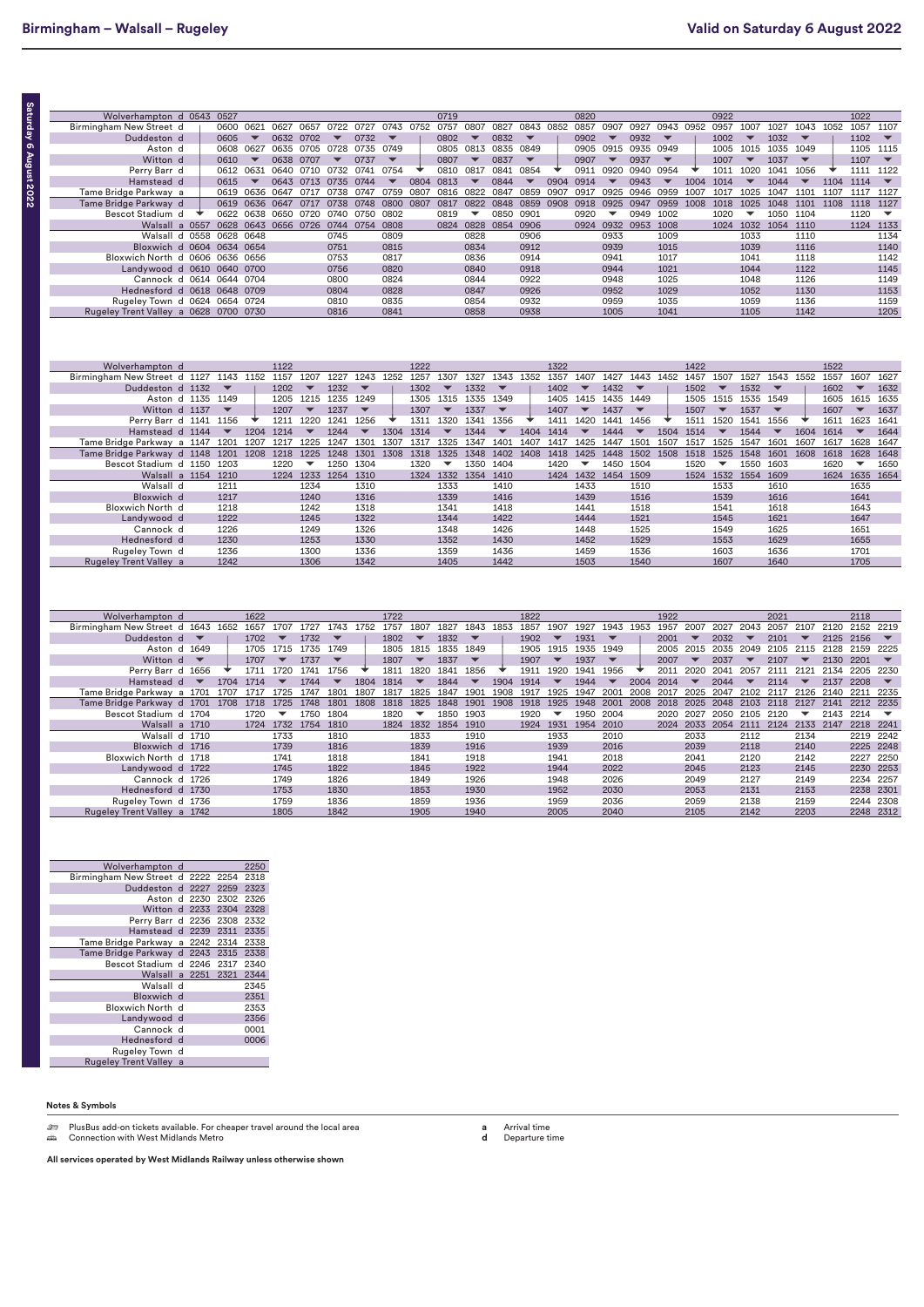# Birmingham – Walsall – Rugeley

Valid on Saturday 6 August 2022

| | | | | | | | | | | | | | | | | | | | | | | | | | | |
|---|---|---|---|---|---|---|---|---|---|---|---|---|---|---|---|---|---|---|---|---|---|---|---|---|---|---|
| Wolverhampton d | 0543 | 0527 | | | | | | | | 0719 | | | | | 0820 | | | | | 0922 | | | | | 1022 | |
| Birmingham New Street d | | 0600 | 0621 | 0627 | 0657 | 0722 | 0727 | 0743 | 0752 | 0757 | 0807 | 0827 | 0843 | 0852 | 0857 | 0907 | 0927 | 0943 | 0952 | 0957 | 1007 | 1027 | 1043 | 1052 | 1057 | 1107 |
| Duddeston d | | 0605 | ▼ | 0632 | 0702 | ▼ | 0732 | ▼ | | 0802 | ▼ | 0832 | ▼ | | 0902 | ▼ | 0932 | ▼ | | 1002 | ▼ | 1032 | ▼ | | 1102 | ▼ |
| Aston d | | 0608 | 0627 | 0635 | 0705 | 0728 | 0735 | 0749 | | 0805 | 0813 | 0835 | 0849 | | 0905 | 0915 | 0935 | 0949 | | 1005 | 1015 | 1035 | 1049 | | 1105 | 1115 |
| Witton d | | 0610 | ▼ | 0638 | 0707 | ▼ | 0737 | ▼ | | 0807 | ▼ | 0837 | ▼ | | 0907 | ▼ | 0937 | ▼ | | 1007 | ▼ | 1037 | ▼ | | 1107 | ▼ |
| Perry Barr d | | 0612 | 0631 | 0640 | 0710 | 0732 | 0741 | 0754 | ▼ | 0810 | 0817 | 0841 | 0854 | ▼ | 0911 | 0920 | 0940 | 0954 | ▼ | 1011 | 1020 | 1041 | 1056 | ▼ | 1111 | 1122 |
| Hamstead d | | 0615 | ▼ | 0643 | 0713 | 0735 | 0744 | ▼ | 0804 | 0813 | ▼ | 0844 | ▼ | 0904 | 0914 | ▼ | 0943 | ▼ | 1004 | 1014 | ▼ | 1044 | ▼ | 1104 | 1114 | ▼ |
| Tame Bridge Parkway a | | 0619 | 0636 | 0647 | 0717 | 0738 | 0747 | 0759 | 0807 | 0816 | 0822 | 0847 | 0859 | 0907 | 0917 | 0925 | 0946 | 0959 | 1007 | 1017 | 1025 | 1047 | 1101 | 1107 | 1117 | 1127 |
| Tame Bridge Parkway d | | 0619 | 0636 | 0647 | 0717 | 0738 | 0748 | 0800 | 0807 | 0817 | 0822 | 0848 | 0859 | 0908 | 0918 | 0925 | 0947 | 0959 | 1008 | 1018 | 1025 | 1048 | 1101 | 1108 | 1118 | 1127 |
| Bescot Stadium d | ▼ | 0622 | 0638 | 0650 | 0720 | 0740 | 0750 | 0802 | | 0819 | ▼ | 0850 | 0901 | | 0920 | ▼ | 0949 | 1002 | | 1020 | ▼ | 1050 | 1104 | | 1120 | ▼ |
| Walsall a | 0557 | 0628 | 0643 | 0656 | 0726 | 0744 | 0754 | 0808 | | 0824 | 0828 | 0854 | 0906 | | 0924 | 0932 | 0953 | 1008 | | 1024 | 1032 | 1054 | 1110 | | 1124 | 1133 |
| Walsall d | 0558 | 0628 | 0648 | | | 0745 | | 0809 | | | 0828 | | 0906 | | | 0933 | | 1009 | | | 1033 | | 1110 | | | 1134 |
| Bloxwich d | 0604 | 0634 | 0654 | | | 0751 | | 0815 | | | 0834 | | 0912 | | | 0939 | | 1015 | | | 1039 | | 1116 | | | 1140 |
| Bloxwich North d | 0606 | 0636 | 0656 | | | 0753 | | 0817 | | | 0836 | | 0914 | | | 0941 | | 1017 | | | 1041 | | 1118 | | | 1142 |
| Landywood d | 0610 | 0640 | 0700 | | | 0756 | | 0820 | | | 0840 | | 0918 | | | 0944 | | 1021 | | | 1044 | | 1122 | | | 1145 |
| Cannock d | 0614 | 0644 | 0704 | | | 0800 | | 0824 | | | 0844 | | 0922 | | | 0948 | | 1025 | | | 1048 | | 1126 | | | 1149 |
| Hednesford d | 0618 | 0648 | 0709 | | | 0804 | | 0828 | | | 0847 | | 0926 | | | 0952 | | 1029 | | | 1052 | | 1130 | | | 1153 |
| Rugeley Town d | 0624 | 0654 | 0724 | | | 0810 | | 0835 | | | 0854 | | 0932 | | | 0959 | | 1035 | | | 1059 | | 1136 | | | 1159 |
| Rugeley Trent Valley a | 0628 | 0700 | 0730 | | | 0816 | | 0841 | | | 0858 | | 0938 | | | 1005 | | 1041 | | | 1105 | | 1142 | | | 1205 |

| | | | | | | | | | | | | | | | | | | | | | | | | | | |
|---|---|---|---|---|---|---|---|---|---|---|---|---|---|---|---|---|---|---|---|---|---|---|---|---|---|---|
| Wolverhampton d | | | | 1122 | | | | | 1222 | | | | | 1322 | | | | | 1422 | | | | | 1522 | | |
| Birmingham New Street d | 1127 | 1143 | 1152 | 1157 | 1207 | 1227 | 1243 | 1252 | 1257 | 1307 | 1327 | 1343 | 1352 | 1357 | 1407 | 1427 | 1443 | 1452 | 1457 | 1507 | 1527 | 1543 | 1552 | 1557 | 1607 | 1627 |
| Duddeston d | 1132 | ▼ | | 1202 | ▼ | 1232 | ▼ | | 1302 | ▼ | 1332 | ▼ | | 1402 | ▼ | 1432 | ▼ | | 1502 | ▼ | 1532 | ▼ | | 1602 | ▼ | 1632 |
| Aston d | 1135 | 1149 | | 1205 | 1215 | 1235 | 1249 | | 1305 | 1315 | 1335 | 1349 | | 1405 | 1415 | 1435 | 1449 | | 1505 | 1515 | 1535 | 1549 | | 1605 | 1615 | 1635 |
| Witton d | 1137 | ▼ | | 1207 | ▼ | 1237 | ▼ | | 1307 | ▼ | 1337 | ▼ | | 1407 | ▼ | 1437 | ▼ | | 1507 | ▼ | 1537 | ▼ | | 1607 | ▼ | 1637 |
| Perry Barr d | 1141 | 1156 | ▼ | 1211 | 1220 | 1241 | 1256 | ▼ | 1311 | 1320 | 1341 | 1356 | ▼ | 1411 | 1420 | 1441 | 1456 | ▼ | 1511 | 1520 | 1541 | 1556 | ▼ | 1611 | 1623 | 1641 |
| Hamstead d | 1144 | ▼ | 1204 | 1214 | ▼ | 1244 | ▼ | 1304 | 1314 | ▼ | 1344 | ▼ | 1404 | 1414 | ▼ | 1444 | ▼ | 1504 | 1514 | ▼ | 1544 | ▼ | 1604 | 1614 | ▼ | 1644 |
| Tame Bridge Parkway a | 1147 | 1201 | 1207 | 1217 | 1225 | 1247 | 1301 | 1307 | 1317 | 1325 | 1347 | 1401 | 1407 | 1417 | 1425 | 1447 | 1501 | 1507 | 1517 | 1525 | 1547 | 1601 | 1607 | 1617 | 1628 | 1647 |
| Tame Bridge Parkway d | 1148 | 1201 | 1208 | 1218 | 1225 | 1248 | 1301 | 1308 | 1318 | 1325 | 1348 | 1402 | 1408 | 1418 | 1425 | 1448 | 1502 | 1508 | 1518 | 1525 | 1548 | 1601 | 1608 | 1618 | 1628 | 1648 |
| Bescot Stadium d | 1150 | 1203 | | 1220 | ▼ | 1250 | 1304 | | 1320 | ▼ | 1350 | 1404 | | 1420 | ▼ | 1450 | 1504 | | 1520 | ▼ | 1550 | 1603 | | 1620 | ▼ | 1650 |
| Walsall a | 1154 | 1210 | | 1224 | 1233 | 1254 | 1310 | | 1324 | 1332 | 1354 | 1410 | | 1424 | 1432 | 1454 | 1509 | | 1524 | 1532 | 1554 | 1609 | | 1624 | 1635 | 1654 |
| Walsall d | | 1211 | | | 1234 | | 1310 | | | 1333 | | 1410 | | | 1433 | | 1510 | | | 1533 | | 1610 | | | 1635 | |
| Bloxwich d | | 1217 | | | 1240 | | 1316 | | | 1339 | | 1416 | | | 1439 | | 1516 | | | 1539 | | 1616 | | | 1641 | |
| Bloxwich North d | | 1218 | | | 1242 | | 1318 | | | 1341 | | 1418 | | | 1441 | | 1518 | | | 1541 | | 1618 | | | 1643 | |
| Landywood d | | 1222 | | | 1245 | | 1322 | | | 1344 | | 1422 | | | 1444 | | 1521 | | | 1545 | | 1621 | | | 1647 | |
| Cannock d | | 1226 | | | 1249 | | 1326 | | | 1348 | | 1426 | | | 1448 | | 1525 | | | 1549 | | 1625 | | | 1651 | |
| Hednesford d | | 1230 | | | 1253 | | 1330 | | | 1352 | | 1430 | | | 1452 | | 1529 | | | 1553 | | 1629 | | | 1655 | |
| Rugeley Town d | | 1236 | | | 1300 | | 1336 | | | 1359 | | 1436 | | | 1459 | | 1536 | | | 1603 | | 1636 | | | 1701 | |
| Rugeley Trent Valley a | | 1242 | | | 1306 | | 1342 | | | 1405 | | 1442 | | | 1503 | | 1540 | | | 1607 | | 1640 | | | 1705 | |

| | | | | | | | | | | | | | | | | | | | | | | | | | | |
|---|---|---|---|---|---|---|---|---|---|---|---|---|---|---|---|---|---|---|---|---|---|---|---|---|---|---|
| Wolverhampton d | | | 1622 | | | | | 1722 | | | | | 1822 | | | | | 1922 | | | | 2021 | | | 2118 | |
| Birmingham New Street d | 1643 | 1652 | 1657 | 1707 | 1727 | 1743 | 1752 | 1757 | 1807 | 1827 | 1843 | 1853 | 1857 | 1907 | 1927 | 1943 | 1953 | 1957 | 2007 | 2027 | 2043 | 2057 | 2107 | 2120 | 2152 | 2219 |
| Duddeston d | ▼ | | 1702 | ▼ | 1732 | ▼ | | 1802 | ▼ | 1832 | ▼ | | 1902 | ▼ | 1931 | ▼ | | 2001 | ▼ | 2032 | ▼ | 2101 | ▼ | 2125 | 2156 | ▼ |
| Aston d | 1649 | | 1705 | 1715 | 1735 | 1749 | | 1805 | 1815 | 1835 | 1849 | | 1905 | 1915 | 1935 | 1949 | | 2005 | 2015 | 2035 | 2049 | 2105 | 2115 | 2128 | 2159 | 2225 |
| Witton d | ▼ | | 1707 | ▼ | 1737 | ▼ | | 1807 | ▼ | 1837 | ▼ | | 1907 | ▼ | 1937 | ▼ | | 2007 | ▼ | 2037 | ▼ | 2107 | ▼ | 2130 | 2201 | ▼ |
| Perry Barr d | 1656 | ▼ | 1711 | 1720 | 1741 | 1756 | ▼ | 1811 | 1820 | 1841 | 1856 | ▼ | 1911 | 1920 | 1941 | 1956 | ▼ | 2011 | 2020 | 2041 | 2057 | 2111 | 2121 | 2134 | 2205 | 2230 |
| Hamstead d | ▼ | 1704 | 1714 | ▼ | 1744 | ▼ | 1804 | 1814 | ▼ | 1844 | ▼ | 1904 | 1914 | ▼ | 1944 | ▼ | 2004 | 2014 | ▼ | 2044 | ▼ | 2114 | ▼ | 2137 | 2208 | ▼ |
| Tame Bridge Parkway a | 1701 | 1707 | 1717 | 1725 | 1747 | 1801 | 1807 | 1817 | 1825 | 1847 | 1901 | 1908 | 1917 | 1925 | 1947 | 2001 | 2008 | 2017 | 2025 | 2047 | 2102 | 2117 | 2126 | 2140 | 2211 | 2235 |
| Tame Bridge Parkway d | 1701 | 1708 | 1718 | 1725 | 1748 | 1801 | 1808 | 1818 | 1825 | 1848 | 1901 | 1908 | 1918 | 1925 | 1948 | 2001 | 2008 | 2018 | 2025 | 2048 | 2103 | 2118 | 2127 | 2141 | 2212 | 2235 |
| Bescot Stadium d | 1704 | | 1720 | ▼ | 1750 | 1804 | | 1820 | ▼ | 1850 | 1903 | | 1920 | ▼ | 1950 | 2004 | | 2020 | 2027 | 2050 | 2105 | 2120 | ▼ | 2143 | 2214 | ▼ |
| Walsall a | 1710 | | 1724 | 1732 | 1754 | 1810 | | 1824 | 1832 | 1854 | 1910 | | 1924 | 1931 | 1954 | 2010 | | 2024 | 2033 | 2054 | 2111 | 2124 | 2133 | 2147 | 2218 | 2241 |
| Walsall d | 1710 | | | 1733 | | 1810 | | | 1833 | | 1910 | | | 1933 | | 2010 | | | 2033 | | 2112 | | 2134 | | 2219 | 2242 |
| Bloxwich d | 1716 | | | 1739 | | 1816 | | | 1839 | | 1916 | | | 1939 | | 2016 | | | 2039 | | 2118 | | 2140 | | 2225 | 2248 |
| Bloxwich North d | 1718 | | | 1741 | | 1818 | | | 1841 | | 1918 | | | 1941 | | 2018 | | | 2041 | | 2120 | | 2142 | | 2227 | 2250 |
| Landywood d | 1722 | | | 1745 | | 1822 | | | 1845 | | 1922 | | | 1944 | | 2022 | | | 2045 | | 2123 | | 2145 | | 2230 | 2253 |
| Cannock d | 1726 | | | 1749 | | 1826 | | | 1849 | | 1926 | | | 1948 | | 2026 | | | 2049 | | 2127 | | 2149 | | 2234 | 2257 |
| Hednesford d | 1730 | | | 1753 | | 1830 | | | 1853 | | 1930 | | | 1952 | | 2030 | | | 2053 | | 2131 | | 2153 | | 2238 | 2301 |
| Rugeley Town d | 1736 | | | 1759 | | 1836 | | | 1859 | | 1936 | | | 1959 | | 2036 | | | 2059 | | 2138 | | 2159 | | 2244 | 2308 |
| Rugeley Trent Valley a | 1742 | | | 1805 | | 1842 | | | 1905 | | 1940 | | | 2005 | | 2040 | | | 2105 | | 2142 | | 2203 | | 2248 | 2312 |

| | | | |
|---|---|---|---|
| Wolverhampton d | | | 2250 |
| Birmingham New Street d | 2222 | 2254 | 2318 |
| Duddeston d | 2227 | 2259 | 2323 |
| Aston d | 2230 | 2302 | 2326 |
| Witton d | 2233 | 2304 | 2328 |
| Perry Barr d | 2236 | 2308 | 2332 |
| Hamstead d | 2239 | 2311 | 2335 |
| Tame Bridge Parkway a | 2242 | 2314 | 2338 |
| Tame Bridge Parkway d | 2243 | 2315 | 2338 |
| Bescot Stadium d | 2246 | 2317 | 2340 |
| Walsall a | 2251 | 2321 | 2344 |
| Walsall d | | | 2345 |
| Bloxwich d | | | 2351 |
| Bloxwich North d | | | 2353 |
| Landywood d | | | 2356 |
| Cannock d | | | 0001 |
| Hednesford d | | | 0006 |
| Rugeley Town d | | | |
| Rugeley Trent Valley a | | | |

**Notes & Symbols**

PlusBus add-on tickets available. For cheaper travel around the local area

Connection with West Midlands Metro

**a** Arrival time

**d** Departure time

**All services operated by West Midlands Railway unless otherwise shown**